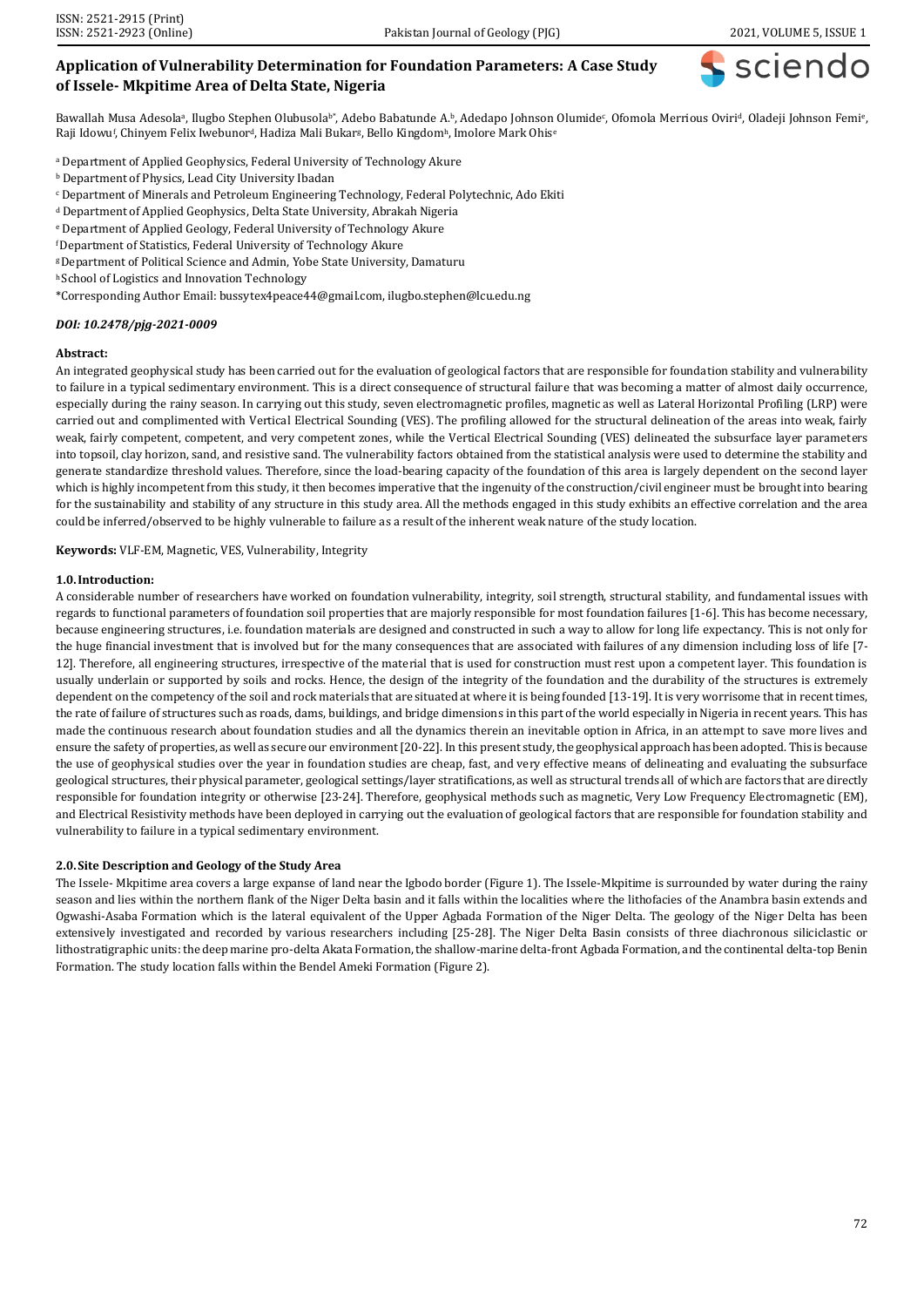# Application of Vulnerability Determination for Foundation Parameters: A Case Study of Issele- Mkpitime Area of Delta State, Nigeria

Bawallah Musa Adesola[a], Ilugbo Stephen Olubusola[b*], Adebo Babatunde A.[b], Adedapo Johnson Olumide[c], Ofomola Merrious Oviri[d], Oladeji Johnson Femi[e], Raji Idowu[f], Chinyem Felix Iwebunor[d], Hadiza Mali Bukar[g], Bello Kingdom[h], Imolore Mark Ohis[e]

[a] Department of Applied Geophysics, Federal University of Technology Akure

[b] Department of Physics, Lead City University Ibadan

[c] Department of Minerals and Petroleum Engineering Technology, Federal Polytechnic, Ado Ekiti

[d] Department of Applied Geophysics, Delta State University, Abrakah Nigeria

[e] Department of Applied Geology, Federal University of Technology Akure

[f] Department of Statistics, Federal University of Technology Akure

[g] Department of Political Science and Admin, Yobe State University, Damaturu

[h] School of Logistics and Innovation Technology

*Corresponding Author Email: bussytex4peace44@gmail.com, ilugbo.stephen@lcu.edu.ng

***DOI: 10.2478/pjg-2021-0009***

**Abstract:**

An integrated geophysical study has been carried out for the evaluation of geological factors that are responsible for foundation stability and vulnerability to failure in a typical sedimentary environment. This is a direct consequence of structural failure that was becoming a matter of almost daily occurrence, especially during the rainy season. In carrying out this study, seven electromagnetic profiles, magnetic as well as Lateral Horizontal Profiling (LRP) were carried out and complimented with Vertical Electrical Sounding (VES). The profiling allowed for the structural delineation of the areas into weak, fairly weak, fairly competent, competent, and very competent zones, while the Vertical Electrical Sounding (VES) delineated the subsurface layer parameters into topsoil, clay horizon, sand, and resistive sand. The vulnerability factors obtained from the statistical analysis were used to determine the stability and generate standardize threshold values. Therefore, since the load-bearing capacity of the foundation of this area is largely dependent on the second layer which is highly incompetent from this study, it then becomes imperative that the ingenuity of the construction/civil engineer must be brought into bearing for the sustainability and stability of any structure in this study area. All the methods engaged in this study exhibits an effective correlation and the area could be inferred/observed to be highly vulnerable to failure as a result of the inherent weak nature of the study location.

**Keywords:** VLF-EM, Magnetic, VES, Vulnerability, Integrity

## 1.0. Introduction:

A considerable number of researchers have worked on foundation vulnerability, integrity, soil strength, structural stability, and fundamental issues with regards to functional parameters of foundation soil properties that are majorly responsible for most foundation failures [1-6]. This has become necessary, because engineering structures, i.e. foundation materials are designed and constructed in such a way to allow for long life expectancy. This is not only for the huge financial investment that is involved but for the many consequences that are associated with failures of any dimension including loss of life [7-12]. Therefore, all engineering structures, irrespective of the material that is used for construction must rest upon a competent layer. This foundation is usually underlain or supported by soils and rocks. Hence, the design of the integrity of the foundation and the durability of the structures is extremely dependent on the competency of the soil and rock materials that are situated at where it is being founded [13-19]. It is very worrisome that in recent times, the rate of failure of structures such as roads, dams, buildings, and bridge dimensions in this part of the world especially in Nigeria in recent years. This has made the continuous research about foundation studies and all the dynamics therein an inevitable option in Africa, in an attempt to save more lives and ensure the safety of properties, as well as secure our environment [20-22]. In this present study, the geophysical approach has been adopted. This is because the use of geophysical studies over the year in foundation studies are cheap, fast, and very effective means of delineating and evaluating the subsurface geological structures, their physical parameter, geological settings/layer stratifications, as well as structural trends all of which are factors that are directly responsible for foundation integrity or otherwise [23-24]. Therefore, geophysical methods such as magnetic, Very Low Frequency Electromagnetic (EM), and Electrical Resistivity methods have been deployed in carrying out the evaluation of geological factors that are responsible for foundation stability and vulnerability to failure in a typical sedimentary environment.

## 2.0. Site Description and Geology of the Study Area

The Issele- Mkpitime area covers a large expanse of land near the Igbodo border (Figure 1). The Issele-Mkpitime is surrounded by water during the rainy season and lies within the northern flank of the Niger Delta basin and it falls within the localities where the lithofacies of the Anambra basin extends and Ogwashi-Asaba Formation which is the lateral equivalent of the Upper Agbada Formation of the Niger Delta. The geology of the Niger Delta has been extensively investigated and recorded by various researchers including [25-28]. The Niger Delta Basin consists of three diachronous siliciclastic or lithostratigraphic units: the deep marine pro-delta Akata Formation, the shallow-marine delta-front Agbada Formation, and the continental delta-top Benin Formation. The study location falls within the Bendel Ameki Formation (Figure 2).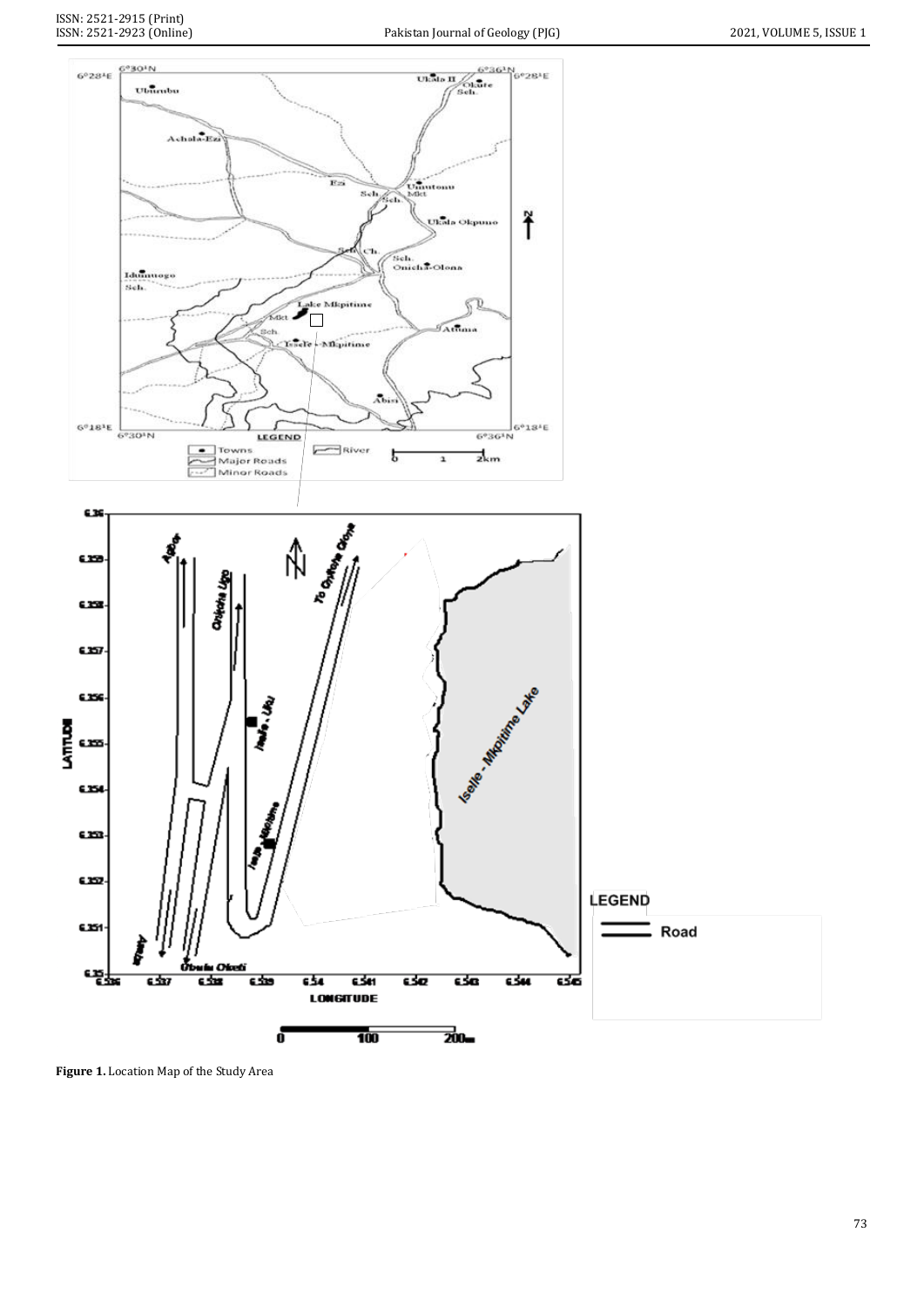**Figure 1.** Location Map of the Study Area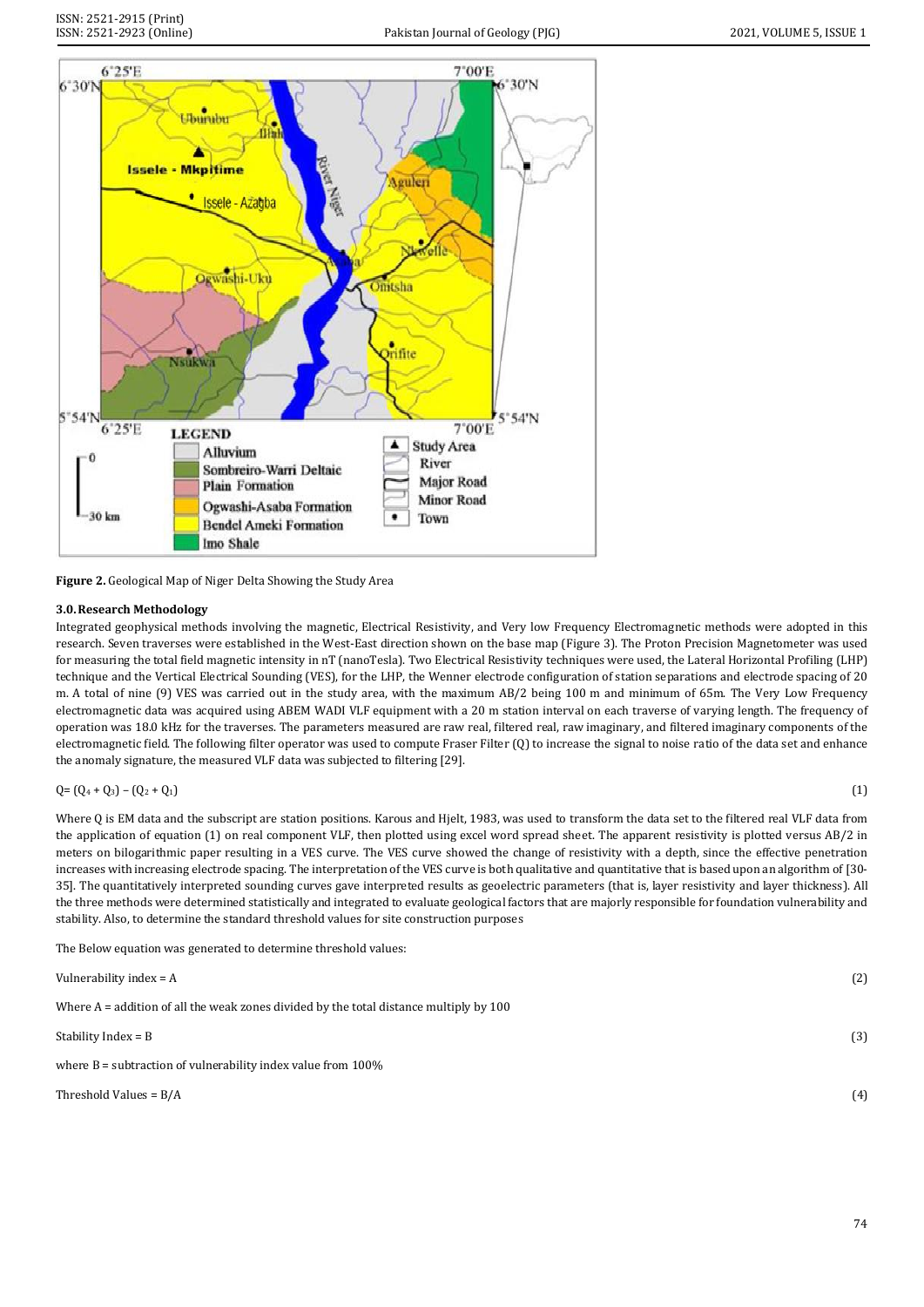**Figure 2.** Geological Map of Niger Delta Showing the Study Area

### 3.0. Research Methodology

Integrated geophysical methods involving the magnetic, Electrical Resistivity, and Very low Frequency Electromagnetic methods were adopted in this research. Seven traverses were established in the West-East direction shown on the base map (Figure 3). The Proton Precision Magnetometer was used for measuring the total field magnetic intensity in nT (nanoTesla). Two Electrical Resistivity techniques were used, the Lateral Horizontal Profiling (LHP) technique and the Vertical Electrical Sounding (VES), for the LHP, the Wenner electrode configuration of station separations and electrode spacing of 20 m. A total of nine (9) VES was carried out in the study area, with the maximum AB/2 being 100 m and minimum of 65m. The Very Low Frequency electromagnetic data was acquired using ABEM WADI VLF equipment with a 20 m station interval on each traverse of varying length. The frequency of operation was 18.0 kHz for the traverses. The parameters measured are raw real, filtered real, raw imaginary, and filtered imaginary components of the electromagnetic field. The following filter operator was used to compute Fraser Filter (Q) to increase the signal to noise ratio of the data set and enhance the anomaly signature, the measured VLF data was subjected to filtering [29].

$$Q = (Q_4 + Q_3) - (Q_2 + Q_1) \quad (1)$$

Where Q is EM data and the subscript are station positions. Karous and Hjelt, 1983, was used to transform the data set to the filtered real VLF data from the application of equation (1) on real component VLF, then plotted using excel word spread sheet. The apparent resistivity is plotted versus AB/2 in meters on bilogarithmic paper resulting in a VES curve. The VES curve showed the change of resistivity with a depth, since the effective penetration increases with increasing electrode spacing. The interpretation of the VES curve is both qualitative and quantitative that is based upon an algorithm of [30-35]. The quantitatively interpreted sounding curves gave interpreted results as geoelectric parameters (that is, layer resistivity and layer thickness). All the three methods were determined statistically and integrated to evaluate geological factors that are majorly responsible for foundation vulnerability and stability. Also, to determine the standard threshold values for site construction purposes

The Below equation was generated to determine threshold values:

$$\text{Vulnerability index} = A \quad (2)$$

Where A = addition of all the weak zones divided by the total distance multiply by 100

$$\text{Stability Index} = B \quad (3)$$

where B = subtraction of vulnerability index value from 100%

$$\text{Threshold Values} = B/A \quad (4)$$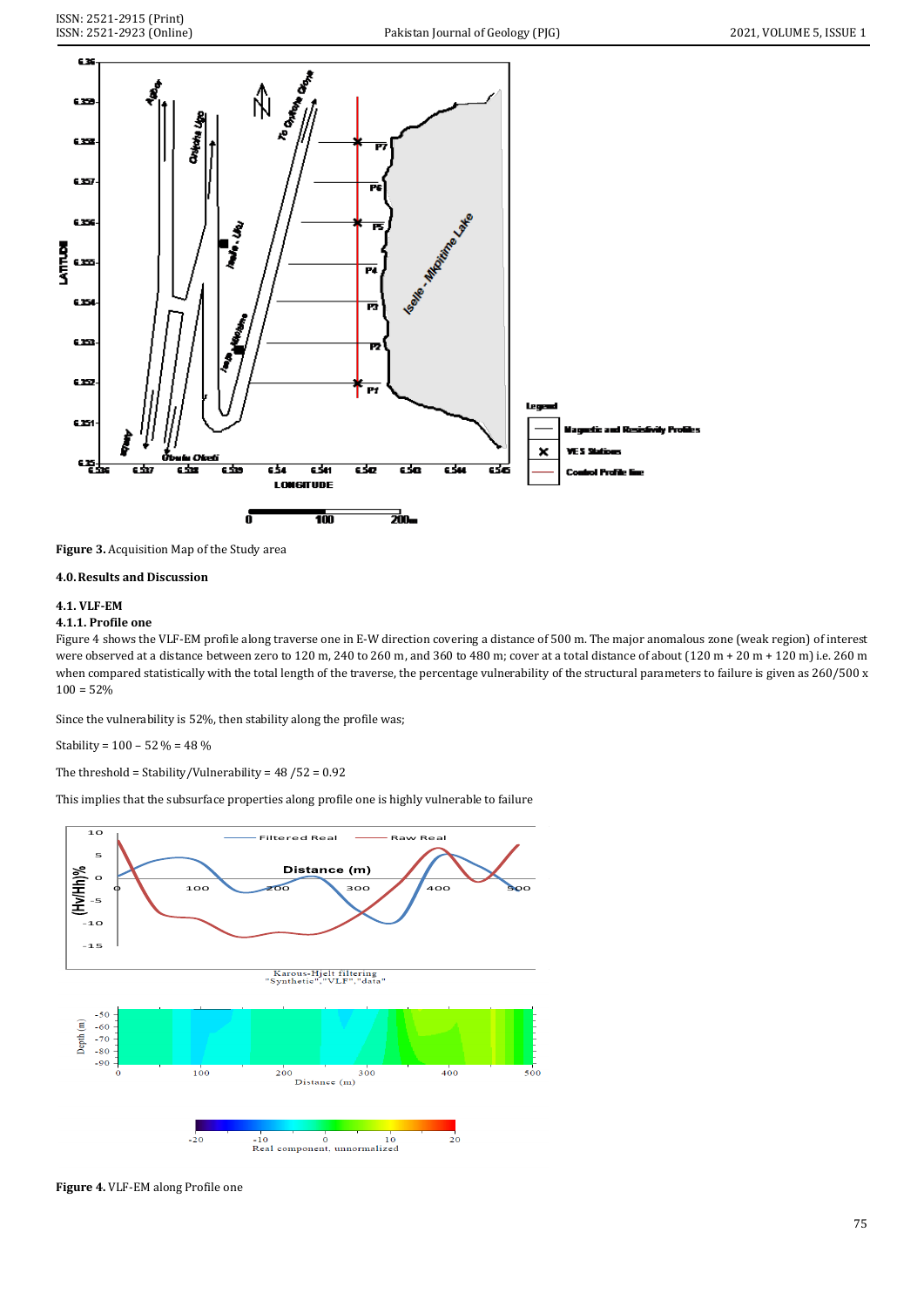Figure 3. Acquisition Map of the Study area

## 4.0. Results and Discussion

### 4.1. VLF-EM

#### 4.1.1. Profile one

Figure 4 shows the VLF-EM profile along traverse one in E-W direction covering a distance of 500 m. The major anomalous zone (weak region) of interest were observed at a distance between zero to 120 m, 240 to 260 m, and 360 to 480 m; cover at a total distance of about (120 m + 20 m + 120 m) i.e. 260 m when compared statistically with the total length of the traverse, the percentage vulnerability of the structural parameters to failure is given as 260/500 x 100 = 52%

Since the vulnerability is 52%, then stability along the profile was;

Stability = 100 – 52 % = 48 %

The threshold = Stability/Vulnerability = 48 /52 = 0.92

This implies that the subsurface properties along profile one is highly vulnerable to failure

Figure 4. VLF-EM along Profile one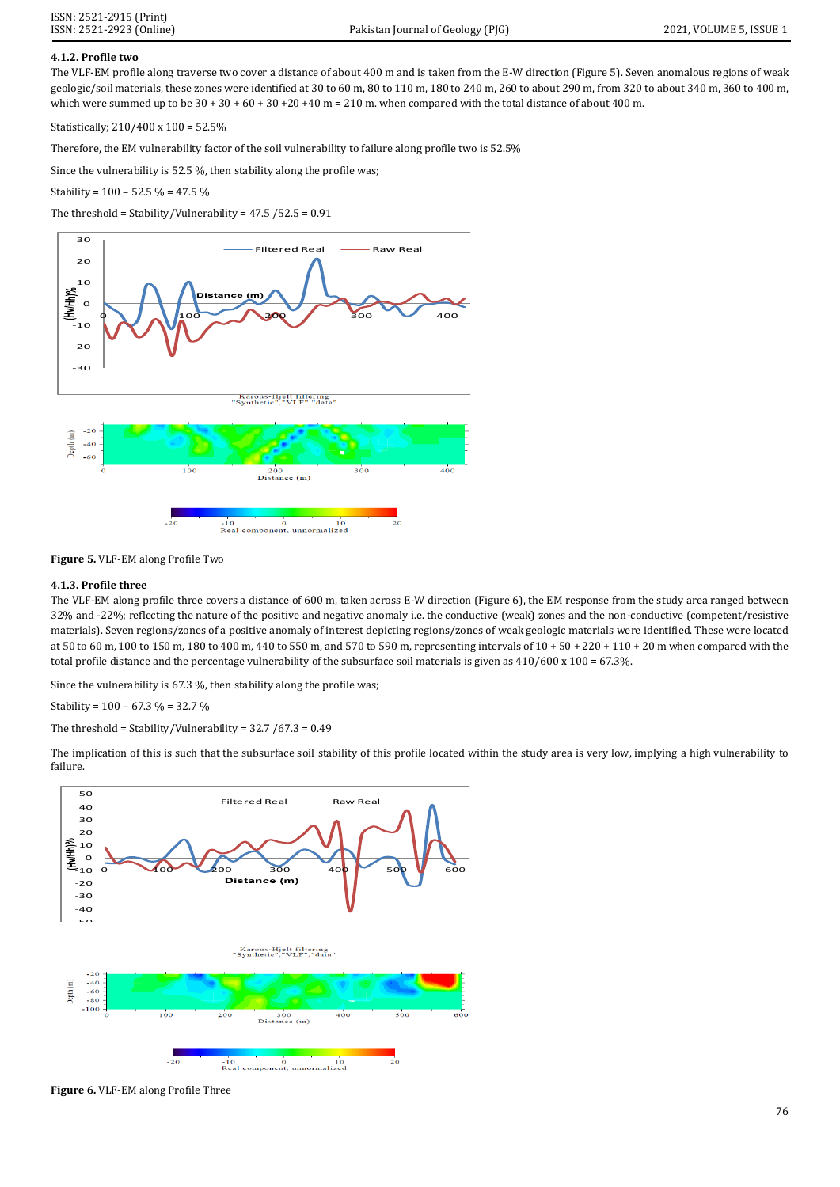#### 4.1.2. Profile two

The VLF-EM profile along traverse two cover a distance of about 400 m and is taken from the E-W direction (Figure 5). Seven anomalous regions of weak geologic/soil materials, these zones were identified at 30 to 60 m, 80 to 110 m, 180 to 240 m, 260 to about 290 m, from 320 to about 340 m, 360 to 400 m, which were summed up to be 30 + 30 + 60 + 30 +20 +40 m = 210 m. when compared with the total distance of about 400 m.

Statistically; 210/400 x 100 = 52.5%

Therefore, the EM vulnerability factor of the soil vulnerability to failure along profile two is 52.5%

Since the vulnerability is 52.5 %, then stability along the profile was;

Stability = 100 – 52.5 % = 47.5 %

The threshold = Stability/Vulnerability = 47.5 /52.5 = 0.91

**Figure 5.** VLF-EM along Profile Two

#### 4.1.3. Profile three

The VLF-EM along profile three covers a distance of 600 m, taken across E-W direction (Figure 6), the EM response from the study area ranged between 32% and -22%; reflecting the nature of the positive and negative anomaly i.e. the conductive (weak) zones and the non-conductive (competent/resistive materials). Seven regions/zones of a positive anomaly of interest depicting regions/zones of weak geologic materials were identified. These were located at 50 to 60 m, 100 to 150 m, 180 to 400 m, 440 to 550 m, and 570 to 590 m, representing intervals of 10 + 50 + 220 + 110 + 20 m when compared with the total profile distance and the percentage vulnerability of the subsurface soil materials is given as 410/600 x 100 = 67.3%.

Since the vulnerability is 67.3 %, then stability along the profile was;

Stability = 100 – 67.3 % = 32.7 %

The threshold = Stability/Vulnerability = 32.7 /67.3 = 0.49

The implication of this is such that the subsurface soil stability of this profile located within the study area is very low, implying a high vulnerability to failure.

**Figure 6.** VLF-EM along Profile Three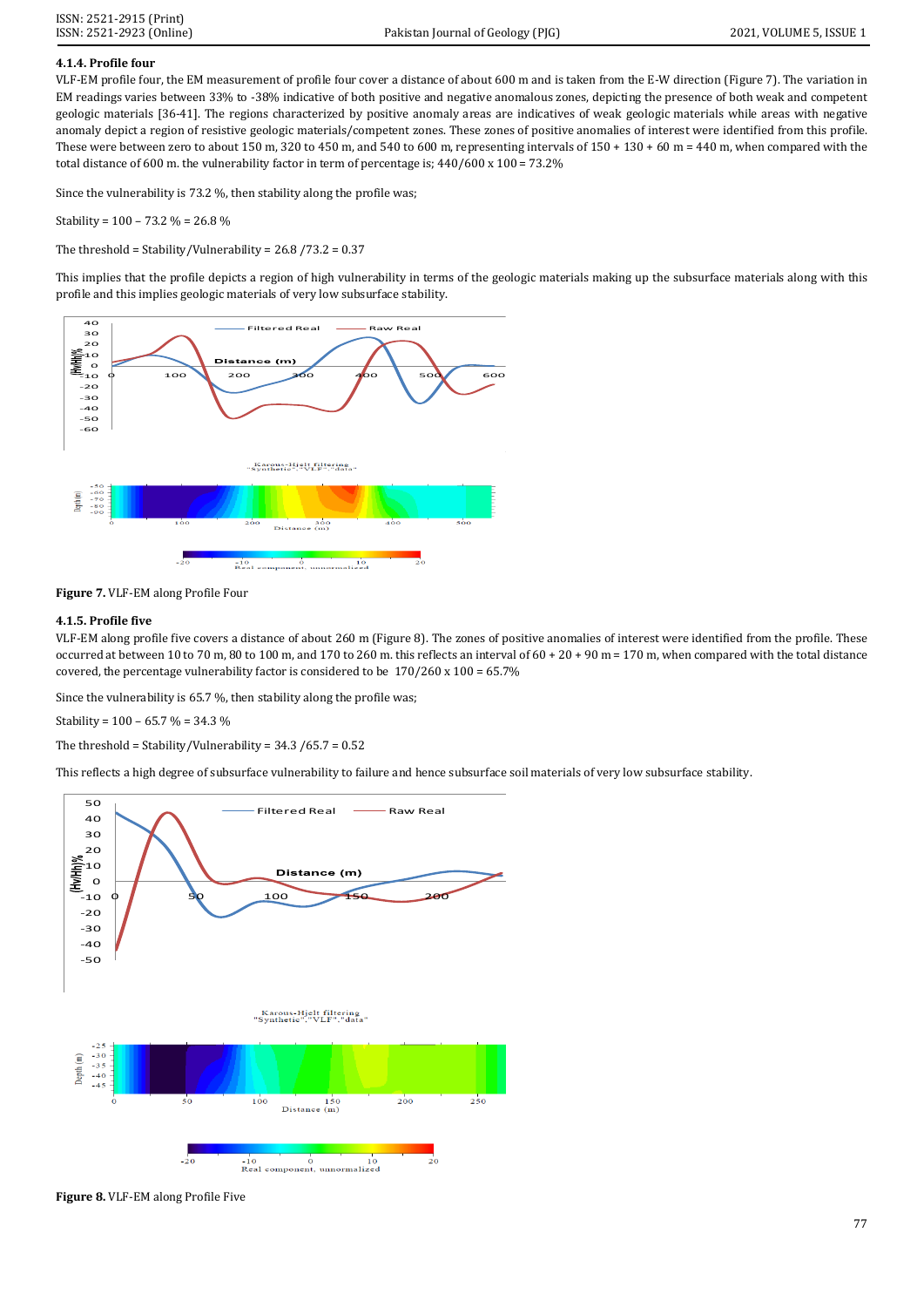#### 4.1.4. Profile four

VLF-EM profile four, the EM measurement of profile four cover a distance of about 600 m and is taken from the E-W direction (Figure 7). The variation in EM readings varies between 33% to -38% indicative of both positive and negative anomalous zones, depicting the presence of both weak and competent geologic materials [36-41]. The regions characterized by positive anomaly areas are indicatives of weak geologic materials while areas with negative anomaly depict a region of resistive geologic materials/competent zones. These zones of positive anomalies of interest were identified from this profile. These were between zero to about 150 m, 320 to 450 m, and 540 to 600 m, representing intervals of 150 + 130 + 60 m = 440 m, when compared with the total distance of 600 m. the vulnerability factor in term of percentage is; 440/600 x 100 = 73.2%

Since the vulnerability is 73.2 %, then stability along the profile was;

Stability = 100 – 73.2 % = 26.8 %

The threshold = Stability/Vulnerability = 26.8 /73.2 = 0.37

This implies that the profile depicts a region of high vulnerability in terms of the geologic materials making up the subsurface materials along with this profile and this implies geologic materials of very low subsurface stability.

**Figure 7.** VLF-EM along Profile Four

#### 4.1.5. Profile five

VLF-EM along profile five covers a distance of about 260 m (Figure 8). The zones of positive anomalies of interest were identified from the profile. These occurred at between 10 to 70 m, 80 to 100 m, and 170 to 260 m. this reflects an interval of 60 + 20 + 90 m = 170 m, when compared with the total distance covered, the percentage vulnerability factor is considered to be 170/260 x 100 = 65.7%

Since the vulnerability is 65.7 %, then stability along the profile was;

Stability = 100 – 65.7 % = 34.3 %

The threshold = Stability/Vulnerability = 34.3 /65.7 = 0.52

This reflects a high degree of subsurface vulnerability to failure and hence subsurface soil materials of very low subsurface stability.

**Figure 8.** VLF-EM along Profile Five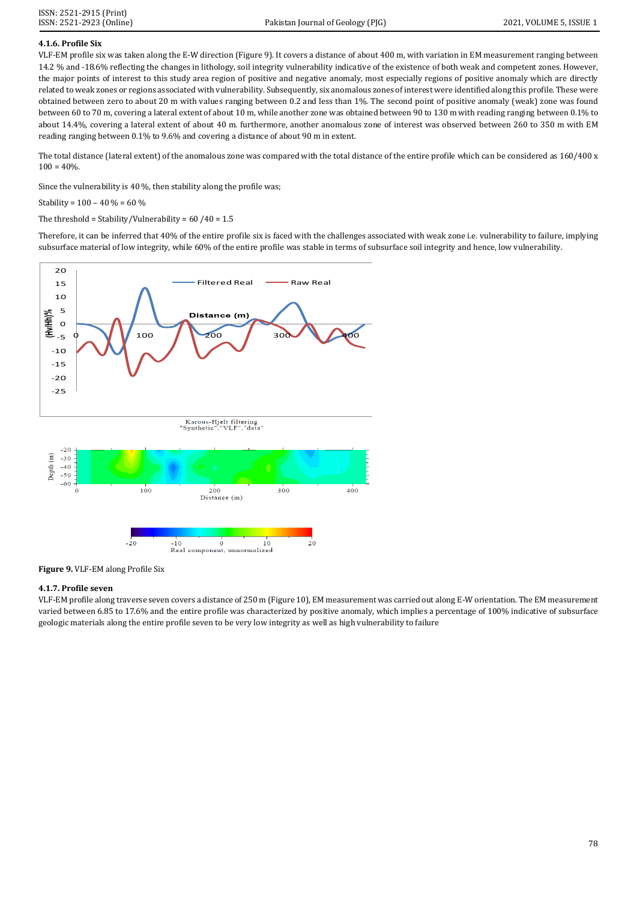#### 4.1.6. Profile Six

VLF-EM profile six was taken along the E-W direction (Figure 9). It covers a distance of about 400 m, with variation in EM measurement ranging between 14.2 % and -18.6% reflecting the changes in lithology, soil integrity vulnerability indicative of the existence of both weak and competent zones. However, the major points of interest to this study area region of positive and negative anomaly, most especially regions of positive anomaly which are directly related to weak zones or regions associated with vulnerability. Subsequently, six anomalous zones of interest were identified along this profile. These were obtained between zero to about 20 m with values ranging between 0.2 and less than 1%. The second point of positive anomaly (weak) zone was found between 60 to 70 m, covering a lateral extent of about 10 m, while another zone was obtained between 90 to 130 m with reading ranging between 0.1% to about 14.4%, covering a lateral extent of about 40 m. furthermore, another anomalous zone of interest was observed between 260 to 350 m with EM reading ranging between 0.1% to 9.6% and covering a distance of about 90 m in extent.

The total distance (lateral extent) of the anomalous zone was compared with the total distance of the entire profile which can be considered as 160/400 x 100 = 40%.

Since the vulnerability is 40 %, then stability along the profile was;

Stability = 100 – 40 % = 60 %

The threshold = Stability/Vulnerability = 60 /40 = 1.5

Therefore, it can be inferred that 40% of the entire profile six is faced with the challenges associated with weak zone i.e. vulnerability to failure, implying subsurface material of low integrity, while 60% of the entire profile was stable in terms of subsurface soil integrity and hence, low vulnerability.

**Figure 9.** VLF-EM along Profile Six

#### 4.1.7. Profile seven

VLF-EM profile along traverse seven covers a distance of 250 m (Figure 10), EM measurement was carried out along E-W orientation. The EM measurement varied between 6.85 to 17.6% and the entire profile was characterized by positive anomaly, which implies a percentage of 100% indicative of subsurface geologic materials along the entire profile seven to be very low integrity as well as high vulnerability to failure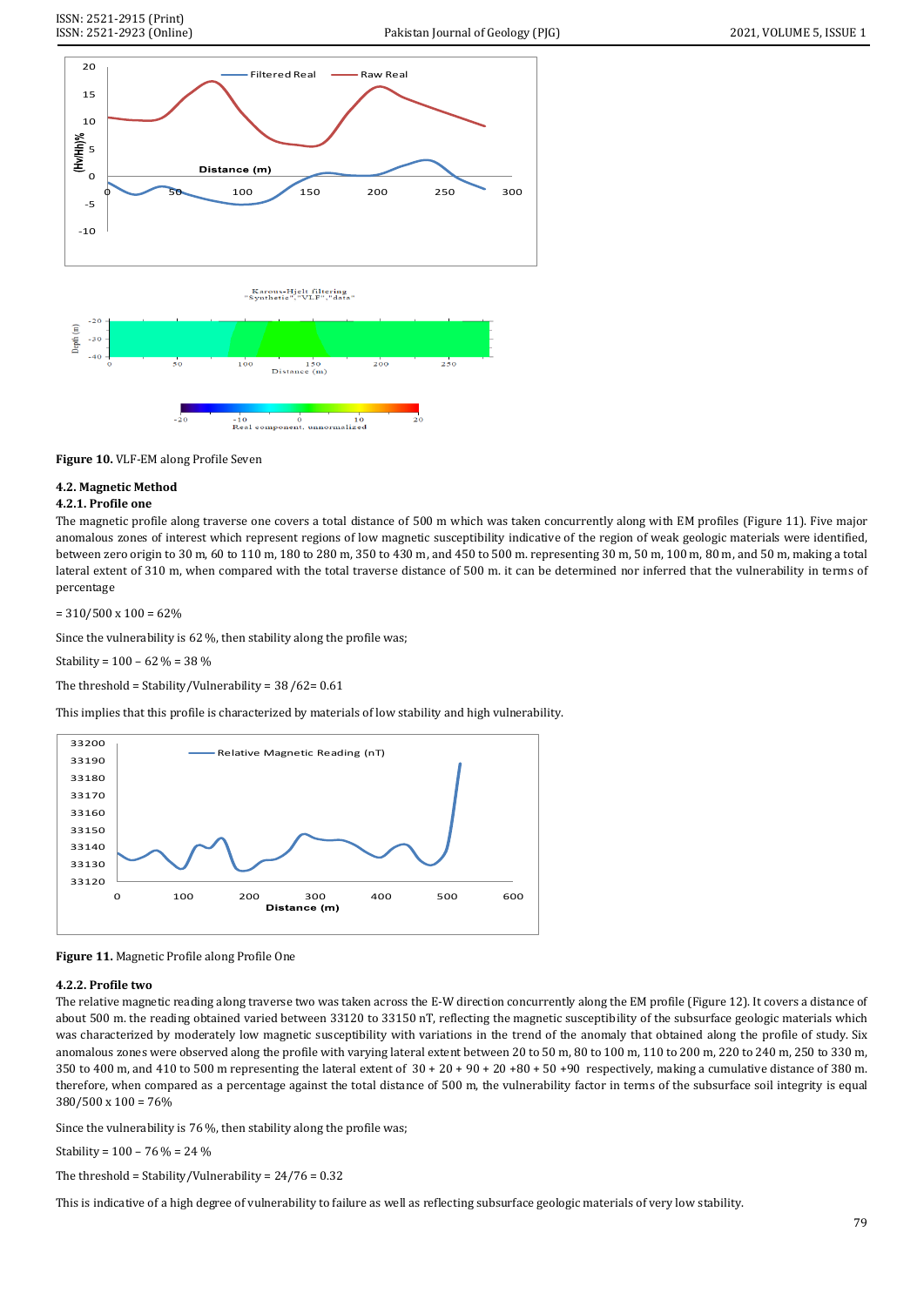Figure 10. VLF-EM along Profile Seven

### 4.2. Magnetic Method

#### 4.2.1. Profile one

The magnetic profile along traverse one covers a total distance of 500 m which was taken concurrently along with EM profiles (Figure 11). Five major anomalous zones of interest which represent regions of low magnetic susceptibility indicative of the region of weak geologic materials were identified, between zero origin to 30 m, 60 to 110 m, 180 to 280 m, 350 to 430 m, and 450 to 500 m. representing 30 m, 50 m, 100 m, 80 m, and 50 m, making a total lateral extent of 310 m, when compared with the total traverse distance of 500 m. it can be determined nor inferred that the vulnerability in terms of percentage

= 310/500 x 100 = 62%

Since the vulnerability is 62 %, then stability along the profile was;

Stability = 100 – 62 % = 38 %

The threshold = Stability/Vulnerability = 38 /62= 0.61

This implies that this profile is characterized by materials of low stability and high vulnerability.

Figure 11. Magnetic Profile along Profile One

#### 4.2.2. Profile two

The relative magnetic reading along traverse two was taken across the E-W direction concurrently along the EM profile (Figure 12). It covers a distance of about 500 m. the reading obtained varied between 33120 to 33150 nT, reflecting the magnetic susceptibility of the subsurface geologic materials which was characterized by moderately low magnetic susceptibility with variations in the trend of the anomaly that obtained along the profile of study. Six anomalous zones were observed along the profile with varying lateral extent between 20 to 50 m, 80 to 100 m, 110 to 200 m, 220 to 240 m, 250 to 330 m, 350 to 400 m, and 410 to 500 m representing the lateral extent of 30 + 20 + 90 + 20 +80 + 50 +90 respectively, making a cumulative distance of 380 m. therefore, when compared as a percentage against the total distance of 500 m, the vulnerability factor in terms of the subsurface soil integrity is equal 380/500 x 100 = 76%

Since the vulnerability is 76 %, then stability along the profile was;

Stability = 100 – 76 % = 24 %

The threshold = Stability/Vulnerability = 24/76 = 0.32

This is indicative of a high degree of vulnerability to failure as well as reflecting subsurface geologic materials of very low stability.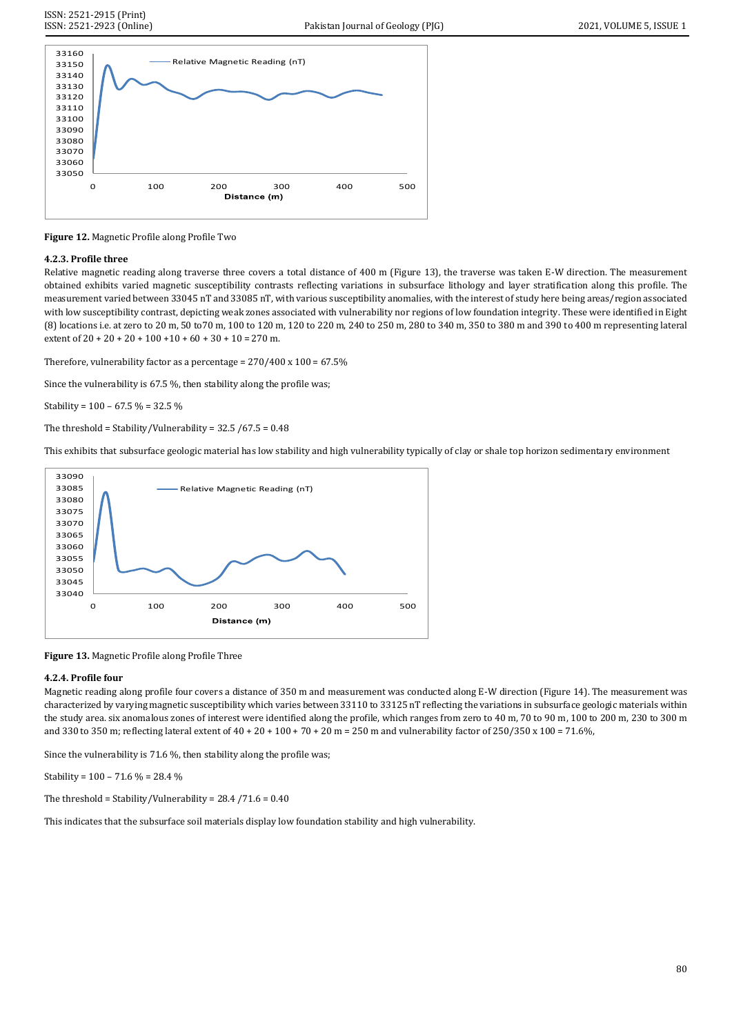**Figure 12.** Magnetic Profile along Profile Two

#### 4.2.3. Profile three

Relative magnetic reading along traverse three covers a total distance of 400 m (Figure 13), the traverse was taken E-W direction. The measurement obtained exhibits varied magnetic susceptibility contrasts reflecting variations in subsurface lithology and layer stratification along this profile. The measurement varied between 33045 nT and 33085 nT, with various susceptibility anomalies, with the interest of study here being areas/region associated with low susceptibility contrast, depicting weak zones associated with vulnerability nor regions of low foundation integrity. These were identified in Eight (8) locations i.e. at zero to 20 m, 50 to70 m, 100 to 120 m, 120 to 220 m, 240 to 250 m, 280 to 340 m, 350 to 380 m and 390 to 400 m representing lateral extent of 20 + 20 + 20 + 100 +10 + 60 + 30 + 10 = 270 m.

Therefore, vulnerability factor as a percentage = 270/400 x 100 = 67.5%

Since the vulnerability is 67.5 %, then stability along the profile was;

Stability = 100 – 67.5 % = 32.5 %

The threshold = Stability/Vulnerability = 32.5 /67.5 = 0.48

This exhibits that subsurface geologic material has low stability and high vulnerability typically of clay or shale top horizon sedimentary environment

**Figure 13.** Magnetic Profile along Profile Three

#### 4.2.4. Profile four

Magnetic reading along profile four covers a distance of 350 m and measurement was conducted along E-W direction (Figure 14). The measurement was characterized by varying magnetic susceptibility which varies between 33110 to 33125 nT reflecting the variations in subsurface geologic materials within the study area. six anomalous zones of interest were identified along the profile, which ranges from zero to 40 m, 70 to 90 m, 100 to 200 m, 230 to 300 m and 330 to 350 m; reflecting lateral extent of 40 + 20 + 100 + 70 + 20 m = 250 m and vulnerability factor of 250/350 x 100 = 71.6%,

Since the vulnerability is 71.6 %, then stability along the profile was;

Stability = 100 – 71.6 % = 28.4 %

The threshold = Stability/Vulnerability = 28.4 /71.6 = 0.40

This indicates that the subsurface soil materials display low foundation stability and high vulnerability.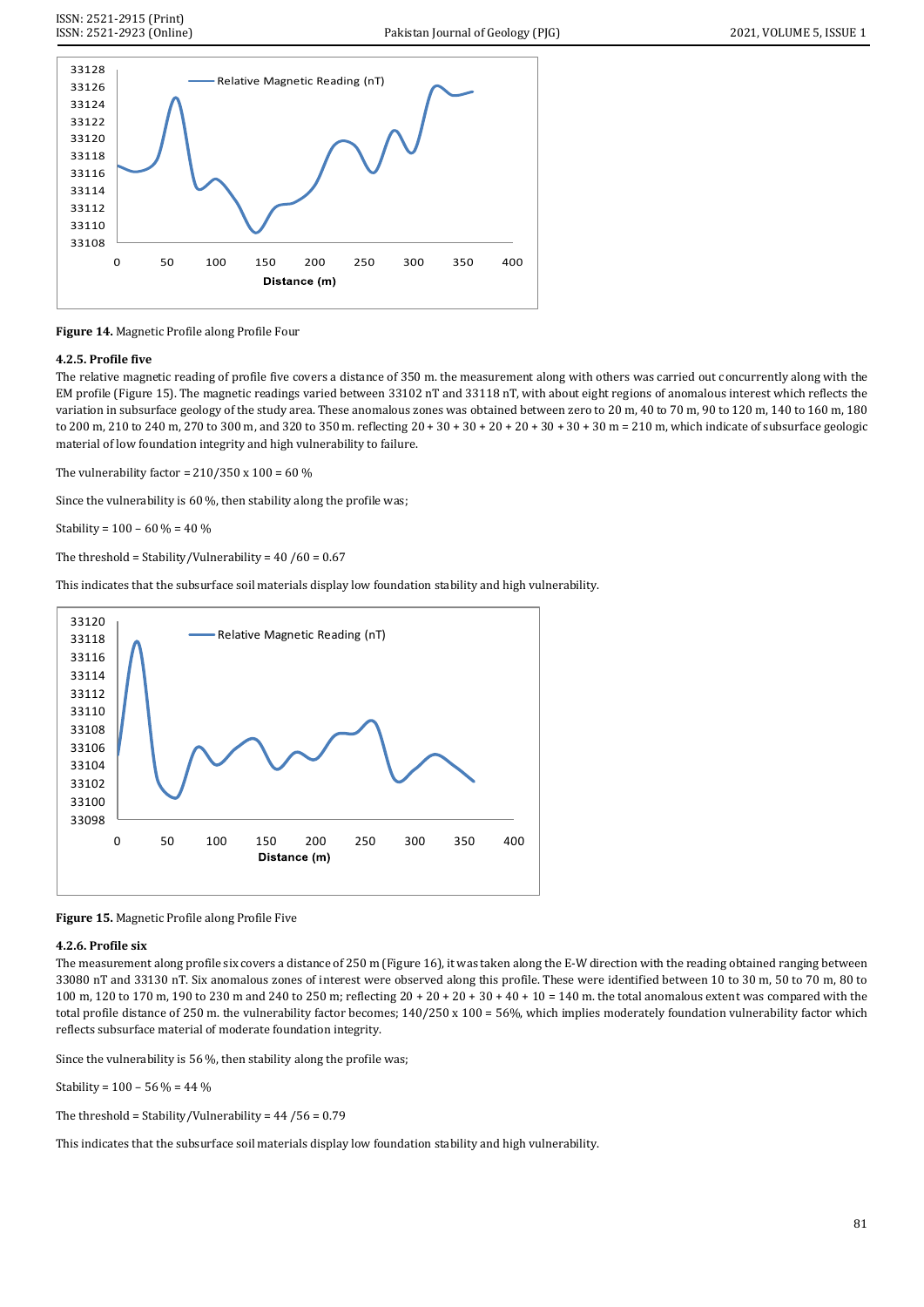Figure 14. Magnetic Profile along Profile Four

### 4.2.5. Profile five

The relative magnetic reading of profile five covers a distance of 350 m. the measurement along with others was carried out concurrently along with the EM profile (Figure 15). The magnetic readings varied between 33102 nT and 33118 nT, with about eight regions of anomalous interest which reflects the variation in subsurface geology of the study area. These anomalous zones was obtained between zero to 20 m, 40 to 70 m, 90 to 120 m, 140 to 160 m, 180 to 200 m, 210 to 240 m, 270 to 300 m, and 320 to 350 m. reflecting 20 + 30 + 30 + 20 + 20 + 30 + 30 + 30 m = 210 m, which indicate of subsurface geologic material of low foundation integrity and high vulnerability to failure.

The vulnerability factor = 210/350 x 100 = 60 %

Since the vulnerability is 60 %, then stability along the profile was;

Stability = 100 – 60 % = 40 %

The threshold = Stability/Vulnerability = 40 /60 = 0.67

This indicates that the subsurface soil materials display low foundation stability and high vulnerability.

Figure 15. Magnetic Profile along Profile Five

### 4.2.6. Profile six

The measurement along profile six covers a distance of 250 m (Figure 16), it was taken along the E-W direction with the reading obtained ranging between 33080 nT and 33130 nT. Six anomalous zones of interest were observed along this profile. These were identified between 10 to 30 m, 50 to 70 m, 80 to 100 m, 120 to 170 m, 190 to 230 m and 240 to 250 m; reflecting 20 + 20 + 20 + 30 + 40 + 10 = 140 m. the total anomalous extent was compared with the total profile distance of 250 m. the vulnerability factor becomes; 140/250 x 100 = 56%, which implies moderately foundation vulnerability factor which reflects subsurface material of moderate foundation integrity.

Since the vulnerability is 56 %, then stability along the profile was;

Stability = 100 – 56 % = 44 %

The threshold = Stability/Vulnerability = 44 /56 = 0.79

This indicates that the subsurface soil materials display low foundation stability and high vulnerability.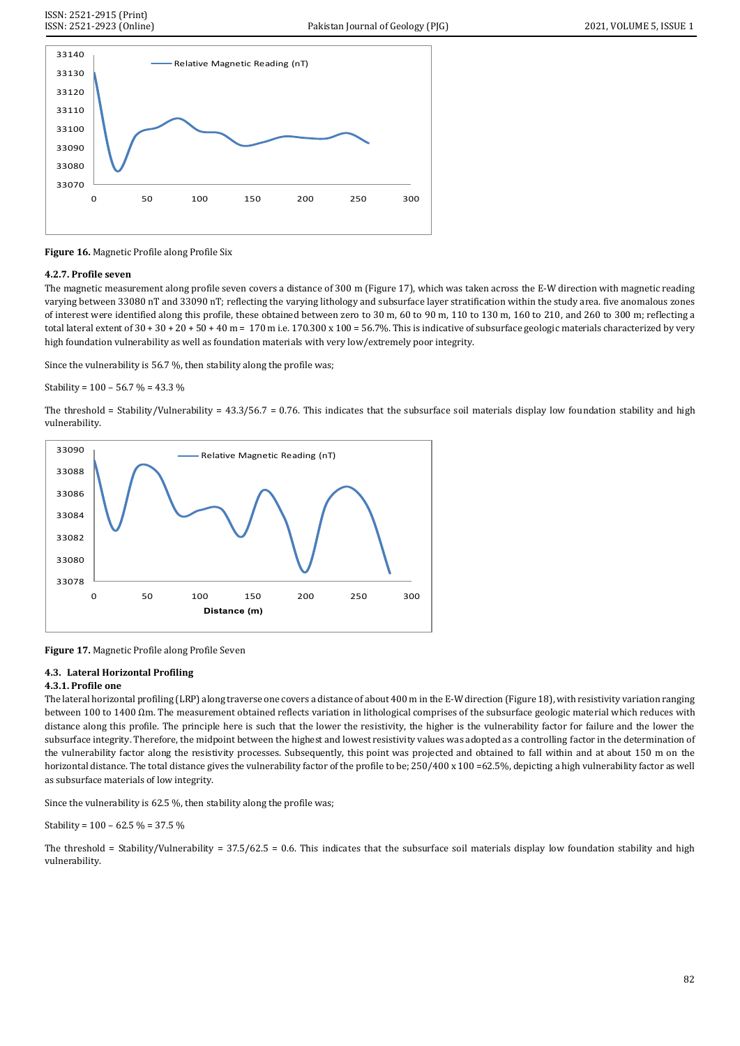**Figure 16.** Magnetic Profile along Profile Six

#### 4.2.7. Profile seven

The magnetic measurement along profile seven covers a distance of 300 m (Figure 17), which was taken across the E-W direction with magnetic reading varying between 33080 nT and 33090 nT; reflecting the varying lithology and subsurface layer stratification within the study area. five anomalous zones of interest were identified along this profile, these obtained between zero to 30 m, 60 to 90 m, 110 to 130 m, 160 to 210, and 260 to 300 m; reflecting a total lateral extent of 30 + 30 + 20 + 50 + 40 m = 170 m i.e. 170.300 x 100 = 56.7%. This is indicative of subsurface geologic materials characterized by very high foundation vulnerability as well as foundation materials with very low/extremely poor integrity.

Since the vulnerability is 56.7 %, then stability along the profile was;

Stability = 100 – 56.7 % = 43.3 %

The threshold = Stability/Vulnerability = 43.3/56.7 = 0.76. This indicates that the subsurface soil materials display low foundation stability and high vulnerability.

**Figure 17.** Magnetic Profile along Profile Seven

### 4.3. Lateral Horizontal Profiling

#### 4.3.1. Profile one

The lateral horizontal profiling (LRP) along traverse one covers a distance of about 400 m in the E-W direction (Figure 18), with resistivity variation ranging between 100 to 1400 Ωm. The measurement obtained reflects variation in lithological comprises of the subsurface geologic material which reduces with distance along this profile. The principle here is such that the lower the resistivity, the higher is the vulnerability factor for failure and the lower the subsurface integrity. Therefore, the midpoint between the highest and lowest resistivity values was adopted as a controlling factor in the determination of the vulnerability factor along the resistivity processes. Subsequently, this point was projected and obtained to fall within and at about 150 m on the horizontal distance. The total distance gives the vulnerability factor of the profile to be; 250/400 x 100 =62.5%, depicting a high vulnerability factor as well as subsurface materials of low integrity.

Since the vulnerability is 62.5 %, then stability along the profile was;

Stability = 100 – 62.5 % = 37.5 %

The threshold = Stability/Vulnerability = 37.5/62.5 = 0.6. This indicates that the subsurface soil materials display low foundation stability and high vulnerability.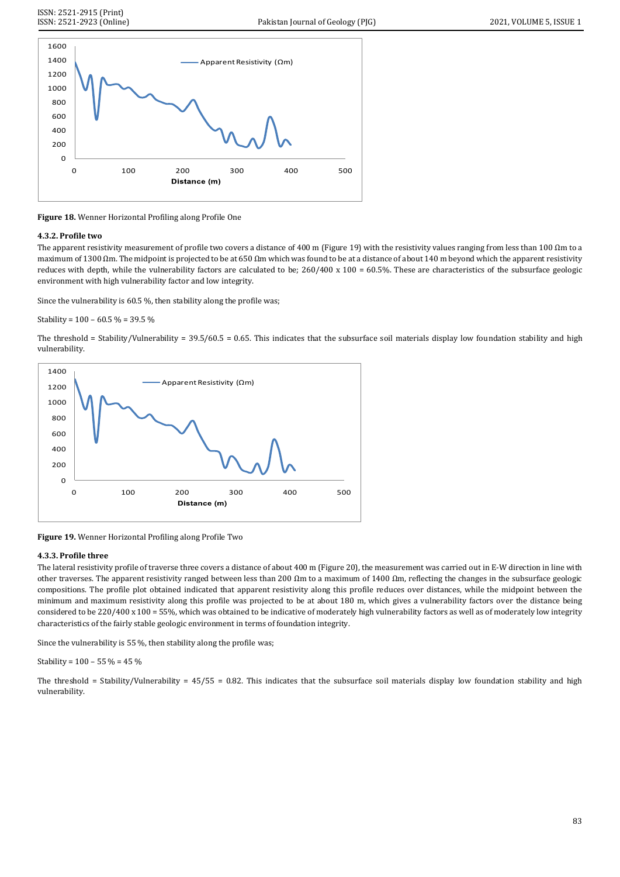Figure 18. Wenner Horizontal Profiling along Profile One

### 4.3.2. Profile two

The apparent resistivity measurement of profile two covers a distance of 400 m (Figure 19) with the resistivity values ranging from less than 100 Ωm to a maximum of 1300 Ωm. The midpoint is projected to be at 650 Ωm which was found to be at a distance of about 140 m beyond which the apparent resistivity reduces with depth, while the vulnerability factors are calculated to be; 260/400 x 100 = 60.5%. These are characteristics of the subsurface geologic environment with high vulnerability factor and low integrity.

Since the vulnerability is 60.5 %, then stability along the profile was;

Stability = 100 – 60.5 % = 39.5 %

The threshold = Stability/Vulnerability = 39.5/60.5 = 0.65. This indicates that the subsurface soil materials display low foundation stability and high vulnerability.

Figure 19. Wenner Horizontal Profiling along Profile Two

### 4.3.3. Profile three

The lateral resistivity profile of traverse three covers a distance of about 400 m (Figure 20), the measurement was carried out in E-W direction in line with other traverses. The apparent resistivity ranged between less than 200 Ωm to a maximum of 1400 Ωm, reflecting the changes in the subsurface geologic compositions. The profile plot obtained indicated that apparent resistivity along this profile reduces over distances, while the midpoint between the minimum and maximum resistivity along this profile was projected to be at about 180 m, which gives a vulnerability factors over the distance being considered to be 220/400 x 100 = 55%, which was obtained to be indicative of moderately high vulnerability factors as well as of moderately low integrity characteristics of the fairly stable geologic environment in terms of foundation integrity.

Since the vulnerability is 55 %, then stability along the profile was;

Stability = 100 – 55 % = 45 %

The threshold = Stability/Vulnerability = 45/55 = 0.82. This indicates that the subsurface soil materials display low foundation stability and high vulnerability.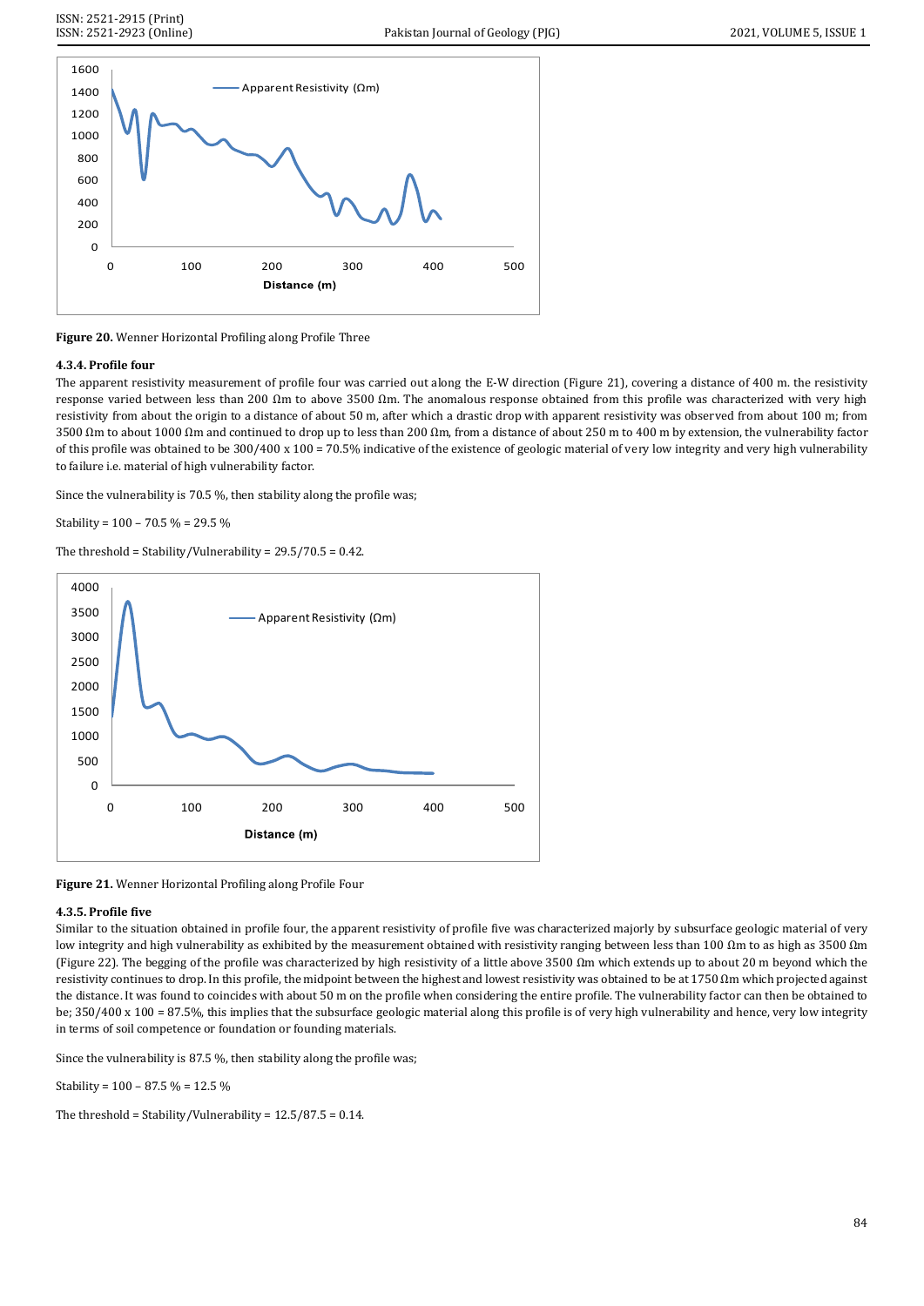Figure 20. Wenner Horizontal Profiling along Profile Three

#### 4.3.4. Profile four

The apparent resistivity measurement of profile four was carried out along the E-W direction (Figure 21), covering a distance of 400 m. the resistivity response varied between less than 200 Ωm to above 3500 Ωm. The anomalous response obtained from this profile was characterized with very high resistivity from about the origin to a distance of about 50 m, after which a drastic drop with apparent resistivity was observed from about 100 m; from 3500 Ωm to about 1000 Ωm and continued to drop up to less than 200 Ωm, from a distance of about 250 m to 400 m by extension, the vulnerability factor of this profile was obtained to be 300/400 x 100 = 70.5% indicative of the existence of geologic material of very low integrity and very high vulnerability to failure i.e. material of high vulnerability factor.

Since the vulnerability is 70.5 %, then stability along the profile was;

Stability = 100 – 70.5 % = 29.5 %

The threshold = Stability/Vulnerability = 29.5/70.5 = 0.42.

Figure 21. Wenner Horizontal Profiling along Profile Four

#### 4.3.5. Profile five

Similar to the situation obtained in profile four, the apparent resistivity of profile five was characterized majorly by subsurface geologic material of very low integrity and high vulnerability as exhibited by the measurement obtained with resistivity ranging between less than 100 Ωm to as high as 3500 Ωm (Figure 22). The begging of the profile was characterized by high resistivity of a little above 3500 Ωm which extends up to about 20 m beyond which the resistivity continues to drop. In this profile, the midpoint between the highest and lowest resistivity was obtained to be at 1750 Ωm which projected against the distance. It was found to coincides with about 50 m on the profile when considering the entire profile. The vulnerability factor can then be obtained to be; 350/400 x 100 = 87.5%, this implies that the subsurface geologic material along this profile is of very high vulnerability and hence, very low integrity in terms of soil competence or foundation or founding materials.

Since the vulnerability is 87.5 %, then stability along the profile was;

Stability = 100 – 87.5 % = 12.5 %

The threshold = Stability/Vulnerability = 12.5/87.5 = 0.14.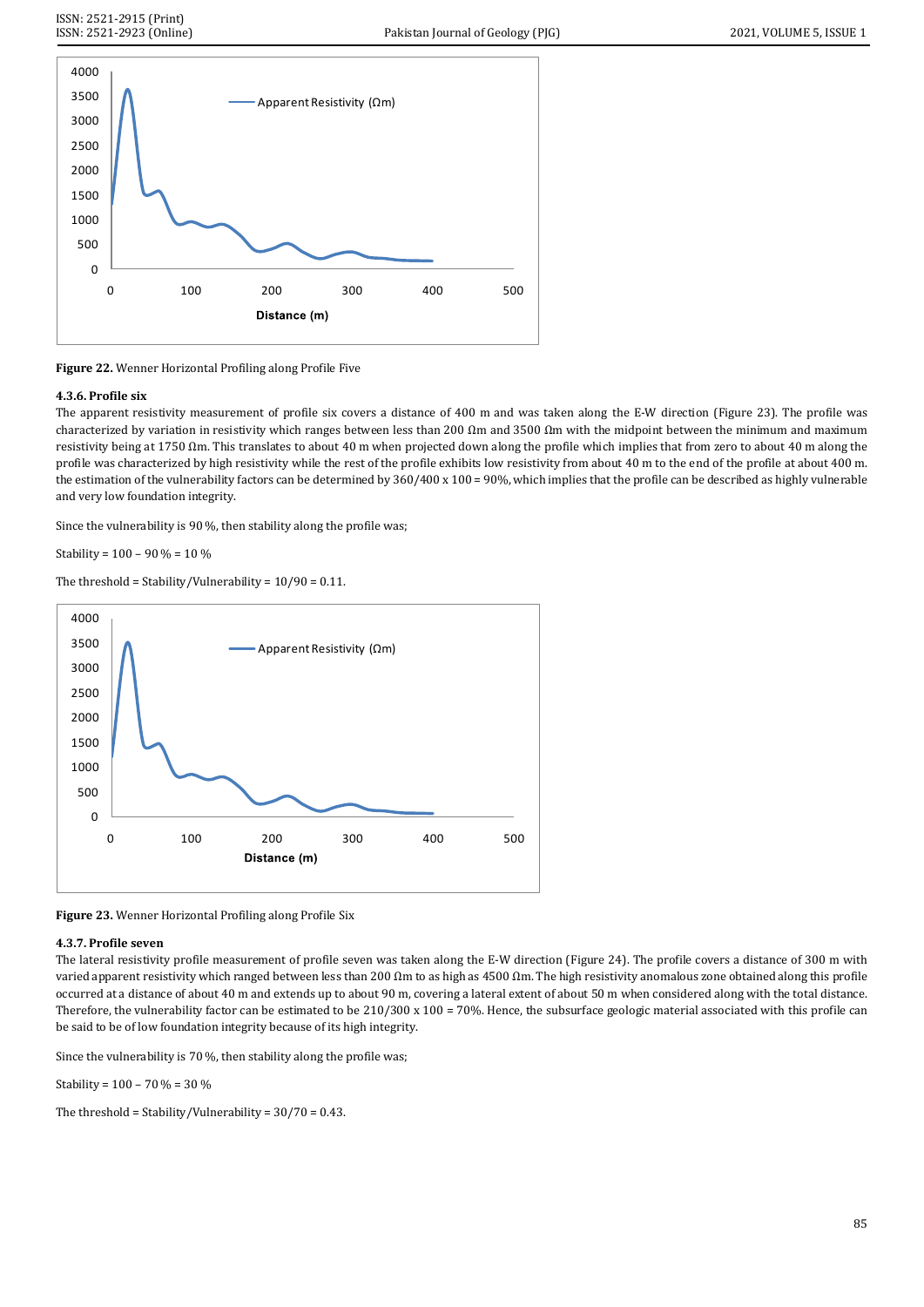**Figure 22.** Wenner Horizontal Profiling along Profile Five

### 4.3.6. Profile six

The apparent resistivity measurement of profile six covers a distance of 400 m and was taken along the E-W direction (Figure 23). The profile was characterized by variation in resistivity which ranges between less than 200 Ωm and 3500 Ωm with the midpoint between the minimum and maximum resistivity being at 1750 Ωm. This translates to about 40 m when projected down along the profile which implies that from zero to about 40 m along the profile was characterized by high resistivity while the rest of the profile exhibits low resistivity from about 40 m to the end of the profile at about 400 m. the estimation of the vulnerability factors can be determined by 360/400 x 100 = 90%, which implies that the profile can be described as highly vulnerable and very low foundation integrity.

Since the vulnerability is 90 %, then stability along the profile was;

Stability = 100 – 90 % = 10 %

The threshold = Stability/Vulnerability = 10/90 = 0.11.

**Figure 23.** Wenner Horizontal Profiling along Profile Six

### 4.3.7. Profile seven

The lateral resistivity profile measurement of profile seven was taken along the E-W direction (Figure 24). The profile covers a distance of 300 m with varied apparent resistivity which ranged between less than 200 Ωm to as high as 4500 Ωm. The high resistivity anomalous zone obtained along this profile occurred at a distance of about 40 m and extends up to about 90 m, covering a lateral extent of about 50 m when considered along with the total distance. Therefore, the vulnerability factor can be estimated to be 210/300 x 100 = 70%. Hence, the subsurface geologic material associated with this profile can be said to be of low foundation integrity because of its high integrity.

Since the vulnerability is 70 %, then stability along the profile was;

Stability = 100 – 70 % = 30 %

The threshold = Stability/Vulnerability = 30/70 = 0.43.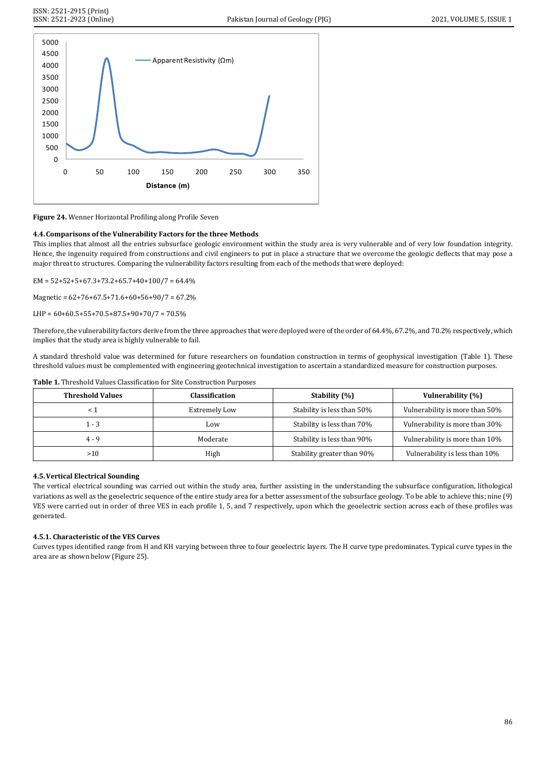Figure 24. Wenner Horizontal Profiling along Profile Seven

### 4.4. Comparisons of the Vulnerability Factors for the three Methods

This implies that almost all the entries subsurface geologic environment within the study area is very vulnerable and of very low foundation integrity. Hence, the ingenuity required from constructions and civil engineers to put in place a structure that we overcome the geologic deflects that may pose a major threat to structures. Comparing the vulnerability factors resulting from each of the methods that were deployed:

EM = 52+52+5+67.3+73.2+65.7+40+100/7 = 64.4%

Magnetic = 62+76+67.5+71.6+60+56+90/7 = 67.2%

LHP = 60+60.5+55+70.5+87.5+90+70/7 = 70.5%

Therefore, the vulnerability factors derive from the three approaches that were deployed were of the order of 64.4%, 67.2%, and 70.2% respectively, which implies that the study area is highly vulnerable to fail.

A standard threshold value was determined for future researchers on foundation construction in terms of geophysical investigation (Table 1). These threshold values must be complemented with engineering geotechnical investigation to ascertain a standardized measure for construction purposes.

**Table 1.** Threshold Values Classification for Site Construction Purposes

| Threshold Values | Classification | Stability (%) | Vulnerability (%) |
|---|---|---|---|
| < 1 | Extremely Low | Stability is less than 50% | Vulnerability is more than 50% |
| 1 - 3 | Low | Stability is less than 70% | Vulnerability is more than 30% |
| 4 - 9 | Moderate | Stability is less than 90% | Vulnerability is more than 10% |
| >10 | High | Stability greater than 90% | Vulnerability is less than 10% |

### 4.5. Vertical Electrical Sounding

The vertical electrical sounding was carried out within the study area, further assisting in the understanding the subsurface configuration, lithological variations as well as the geoelectric sequence of the entire study area for a better assessment of the subsurface geology. To be able to achieve this; nine (9) VES were carried out in order of three VES in each profile 1, 5, and 7 respectively, upon which the geoelectric section across each of these profiles was generated.

#### 4.5.1. Characteristic of the VES Curves

Curves types identified range from H and KH varying between three to four geoelectric layers. The H curve type predominates. Typical curve types in the area are as shown below (Figure 25).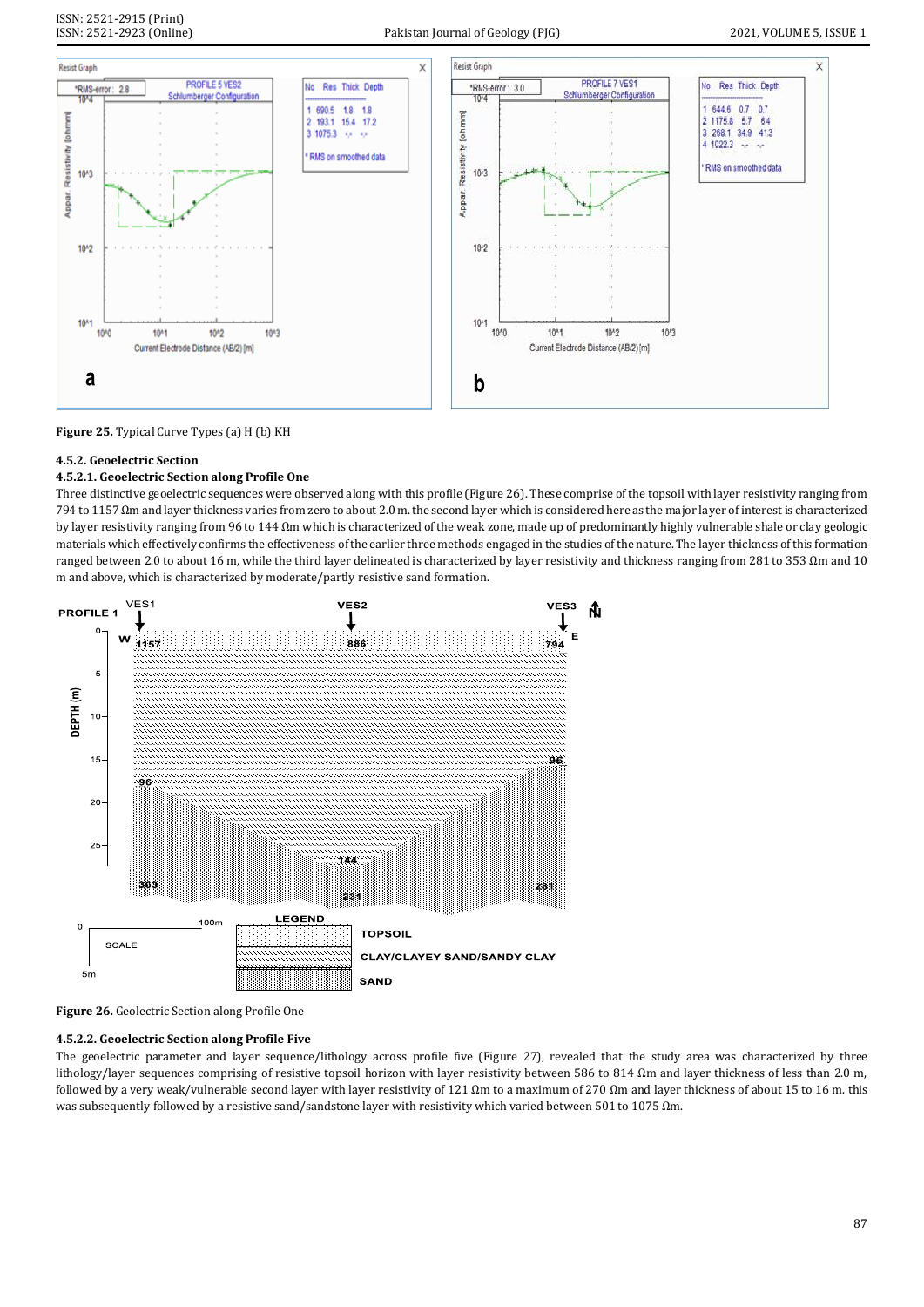**Figure 25.** Typical Curve Types (a) H (b) KH

#### 4.5.2. Geoelectric Section

##### 4.5.2.1. Geoelectric Section along Profile One

Three distinctive geoelectric sequences were observed along with this profile (Figure 26). These comprise of the topsoil with layer resistivity ranging from 794 to 1157 Ωm and layer thickness varies from zero to about 2.0 m. the second layer which is considered here as the major layer of interest is characterized by layer resistivity ranging from 96 to 144 Ωm which is characterized of the weak zone, made up of predominantly highly vulnerable shale or clay geologic materials which effectively confirms the effectiveness of the earlier three methods engaged in the studies of the nature. The layer thickness of this formation ranged between 2.0 to about 16 m, while the third layer delineated is characterized by layer resistivity and thickness ranging from 281 to 353 Ωm and 10 m and above, which is characterized by moderate/partly resistive sand formation.

**Figure 26.** Geolectric Section along Profile One

##### 4.5.2.2. Geoelectric Section along Profile Five

The geoelectric parameter and layer sequence/lithology across profile five (Figure 27), revealed that the study area was characterized by three lithology/layer sequences comprising of resistive topsoil horizon with layer resistivity between 586 to 814 Ωm and layer thickness of less than 2.0 m, followed by a very weak/vulnerable second layer with layer resistivity of 121 Ωm to a maximum of 270 Ωm and layer thickness of about 15 to 16 m. this was subsequently followed by a resistive sand/sandstone layer with resistivity which varied between 501 to 1075 Ωm.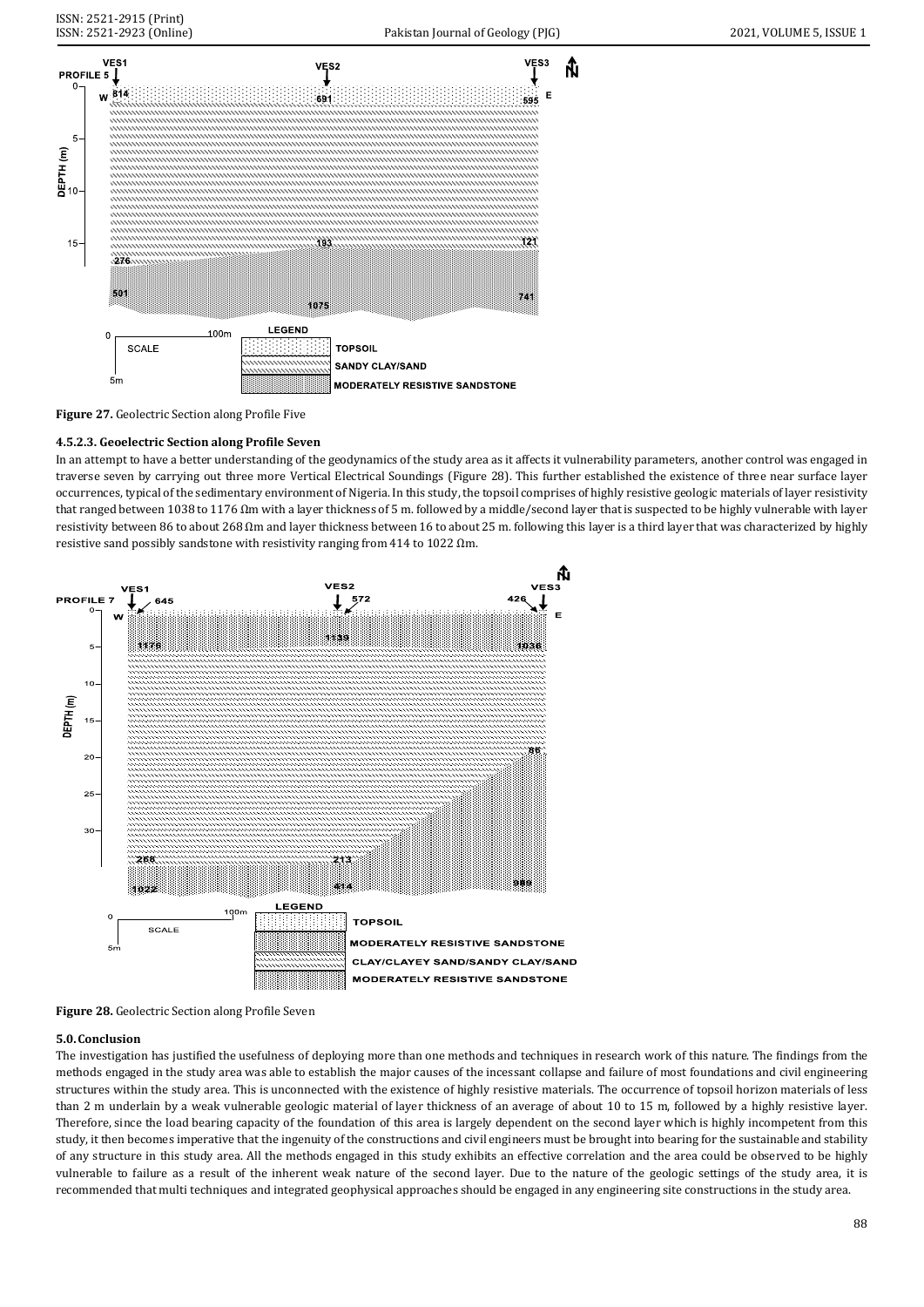**Figure 27.** Geolectric Section along Profile Five

#### 4.5.2.3. Geoelectric Section along Profile Seven

In an attempt to have a better understanding of the geodynamics of the study area as it affects it vulnerability parameters, another control was engaged in traverse seven by carrying out three more Vertical Electrical Soundings (Figure 28). This further established the existence of three near surface layer occurrences, typical of the sedimentary environment of Nigeria. In this study, the topsoil comprises of highly resistive geologic materials of layer resistivity that ranged between 1038 to 1176 Ωm with a layer thickness of 5 m. followed by a middle/second layer that is suspected to be highly vulnerable with layer resistivity between 86 to about 268 Ωm and layer thickness between 16 to about 25 m. following this layer is a third layer that was characterized by highly resistive sand possibly sandstone with resistivity ranging from 414 to 1022 Ωm.

**Figure 28.** Geolectric Section along Profile Seven

## 5.0. Conclusion

The investigation has justified the usefulness of deploying more than one methods and techniques in research work of this nature. The findings from the methods engaged in the study area was able to establish the major causes of the incessant collapse and failure of most foundations and civil engineering structures within the study area. This is unconnected with the existence of highly resistive materials. The occurrence of topsoil horizon materials of less than 2 m underlain by a weak vulnerable geologic material of layer thickness of an average of about 10 to 15 m, followed by a highly resistive layer. Therefore, since the load bearing capacity of the foundation of this area is largely dependent on the second layer which is highly incompetent from this study, it then becomes imperative that the ingenuity of the constructions and civil engineers must be brought into bearing for the sustainable and stability of any structure in this study area. All the methods engaged in this study exhibits an effective correlation and the area could be observed to be highly vulnerable to failure as a result of the inherent weak nature of the second layer. Due to the nature of the geologic settings of the study area, it is recommended that multi techniques and integrated geophysical approaches should be engaged in any engineering site constructions in the study area.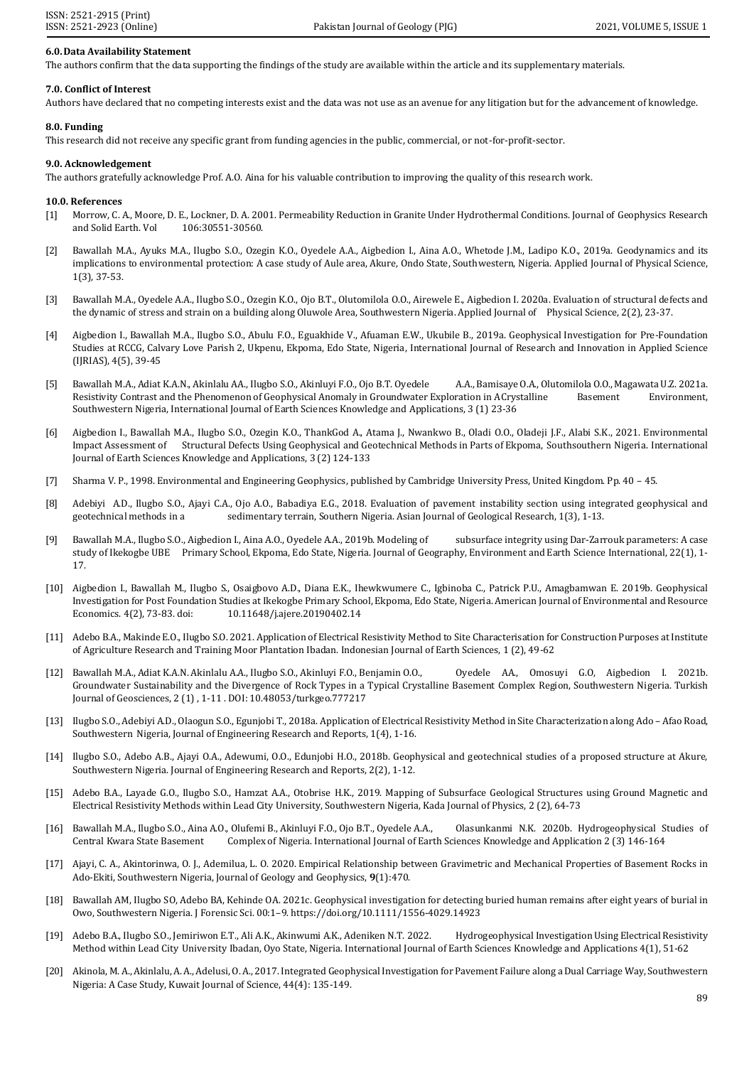### 6.0. Data Availability Statement

The authors confirm that the data supporting the findings of the study are available within the article and its supplementary materials.

### 7.0. Conflict of Interest

Authors have declared that no competing interests exist and the data was not use as an avenue for any litigation but for the advancement of knowledge.

### 8.0. Funding

This research did not receive any specific grant from funding agencies in the public, commercial, or not-for-profit-sector.

### 9.0. Acknowledgement

The authors gratefully acknowledge Prof. A.O. Aina for his valuable contribution to improving the quality of this research work.

### 10.0. References

[1] Morrow, C. A., Moore, D. E., Lockner, D. A. 2001. Permeability Reduction in Granite Under Hydrothermal Conditions. Journal of Geophysics Research and Solid Earth. Vol 106:30551-30560.

[2] Bawallah M.A., Ayuks M.A., Ilugbo S.O., Ozegin K.O., Oyedele A.A., Aigbedion I., Aina A.O., Whetode J.M., Ladipo K.O., 2019a. Geodynamics and its implications to environmental protection: A case study of Aule area, Akure, Ondo State, Southwestern, Nigeria. Applied Journal of Physical Science, 1(3), 37-53.

[3] Bawallah M.A., Oyedele A.A., Ilugbo S.O., Ozegin K.O., Ojo B.T., Olutomilola O.O., Airewele E., Aigbedion I. 2020a. Evaluation of structural defects and the dynamic of stress and strain on a building along Oluwole Area, Southwestern Nigeria. Applied Journal of Physical Science, 2(2), 23-37.

[4] Aigbedion I., Bawallah M.A., Ilugbo S.O., Abulu F.O., Eguakhide V., Afuaman E.W., Ukubile B., 2019a. Geophysical Investigation for Pre-Foundation Studies at RCCG, Calvary Love Parish 2, Ukpenu, Ekpoma, Edo State, Nigeria, International Journal of Research and Innovation in Applied Science (IJRIAS), 4(5), 39-45

[5] Bawallah M.A., Adiat K.A.N., Akinlalu AA., Ilugbo S.O., Akinluyi F.O., Ojo B.T. Oyedele A.A., Bamisaye O.A., Olutomilola O.O., Magawata U.Z. 2021a. Resistivity Contrast and the Phenomenon of Geophysical Anomaly in Groundwater Exploration in ACrystalline Basement Environment, Southwestern Nigeria, International Journal of Earth Sciences Knowledge and Applications, 3 (1) 23-36

[6] Aigbedion I., Bawallah M.A., Ilugbo S.O., Ozegin K.O., ThankGod A., Atama J., Nwankwo B., Oladi O.O., Oladeji J.F., Alabi S.K., 2021. Environmental Impact Assessment of Structural Defects Using Geophysical and Geotechnical Methods in Parts of Ekpoma, Southsouthern Nigeria. International Journal of Earth Sciences Knowledge and Applications, 3 (2) 124-133

[7] Sharma V. P., 1998. Environmental and Engineering Geophysics, published by Cambridge University Press, United Kingdom. Pp. 40 – 45.

[8] Adebiyi A.D., Ilugbo S.O., Ajayi C.A., Ojo A.O., Babadiya E.G., 2018. Evaluation of pavement instability section using integrated geophysical and geotechnical methods in a sedimentary terrain, Southern Nigeria. Asian Journal of Geological Research, 1(3), 1-13.

[9] Bawallah M.A., Ilugbo S.O., Aigbedion I., Aina A.O., Oyedele A.A., 2019b. Modeling of subsurface integrity using Dar-Zarrouk parameters: A case study of Ikekogbe UBE Primary School, Ekpoma, Edo State, Nigeria. Journal of Geography, Environment and Earth Science International, 22(1), 1-17.

[10] Aigbedion I., Bawallah M., Ilugbo S., Osaigbovo A.D., Diana E.K., Ihewkwumere C., Igbinoba C., Patrick P.U., Amagbamwan E. 2019b. Geophysical Investigation for Post Foundation Studies at Ikekogbe Primary School, Ekpoma, Edo State, Nigeria. American Journal of Environmental and Resource Economics. 4(2), 73-83. doi: 10.11648/j.ajere.20190402.14

[11] Adebo B.A., Makinde E.O., Ilugbo S.O. 2021. Application of Electrical Resistivity Method to Site Characterisation for Construction Purposes at Institute of Agriculture Research and Training Moor Plantation Ibadan. Indonesian Journal of Earth Sciences, 1 (2), 49-62

[12] Bawallah M.A., Adiat K.A.N. Akinlalu AA., Ilugbo S.O., Akinluyi F.O., Benjamin O.O., Oyedele AA., Omosuyi G.O, Aigbedion I. 2021b. Groundwater Sustainability and the Divergence of Rock Types in a Typical Crystalline Basement Complex Region, Southwestern Nigeria. Turkish Journal of Geosciences, 2 (1) , 1-11 . DOI: 10.48053/turkgeo.777217

[13] Ilugbo S.O., Adebiyi A.D., Olaogun S.O., Egunjobi T., 2018a. Application of Electrical Resistivity Method in Site Characterization along Ado – Afao Road, Southwestern Nigeria, Journal of Engineering Research and Reports, 1(4), 1-16.

[14] Ilugbo S.O., Adebo A.B., Ajayi O.A., Adewumi, O.O., Edunjobi H.O., 2018b. Geophysical and geotechnical studies of a proposed structure at Akure, Southwestern Nigeria. Journal of Engineering Research and Reports, 2(2), 1-12.

[15] Adebo B.A., Layade G.O., Ilugbo S.O., Hamzat A.A., Otobrise H.K., 2019. Mapping of Subsurface Geological Structures using Ground Magnetic and Electrical Resistivity Methods within Lead City University, Southwestern Nigeria, Kada Journal of Physics, 2 (2), 64-73

[16] Bawallah M.A., Ilugbo S.O., Aina A.O., Olufemi B., Akinluyi F.O., Ojo B.T., Oyedele A.A., Olasunkanmi N.K. 2020b. Hydrogeophysical Studies of Central Kwara State Basement Complex of Nigeria. International Journal of Earth Sciences Knowledge and Application 2 (3) 146-164

[17] Ajayi, C. A., Akintorinwa, O. J., Ademilua, L. O. 2020. Empirical Relationship between Gravimetric and Mechanical Properties of Basement Rocks in Ado-Ekiti, Southwestern Nigeria, Journal of Geology and Geophysics, **9**(1):470.

[18] Bawallah AM, Ilugbo SO, Adebo BA, Kehinde OA. 2021c. Geophysical investigation for detecting buried human remains after eight years of burial in Owo, Southwestern Nigeria. J Forensic Sci. 00:1–9. https://doi.org/10.1111/1556-4029.14923

[19] Adebo B.A., Ilugbo S.O., Jemiriwon E.T., Ali A.K., Akinwumi A.K., Adeniken N.T. 2022. Hydrogeophysical Investigation Using Electrical Resistivity Method within Lead City University Ibadan, Oyo State, Nigeria. International Journal of Earth Sciences Knowledge and Applications 4(1), 51-62

[20] Akinola, M. A., Akinlalu, A. A., Adelusi, O. A., 2017. Integrated Geophysical Investigation for Pavement Failure along a Dual Carriage Way, Southwestern Nigeria: A Case Study, Kuwait Journal of Science, 44(4): 135-149.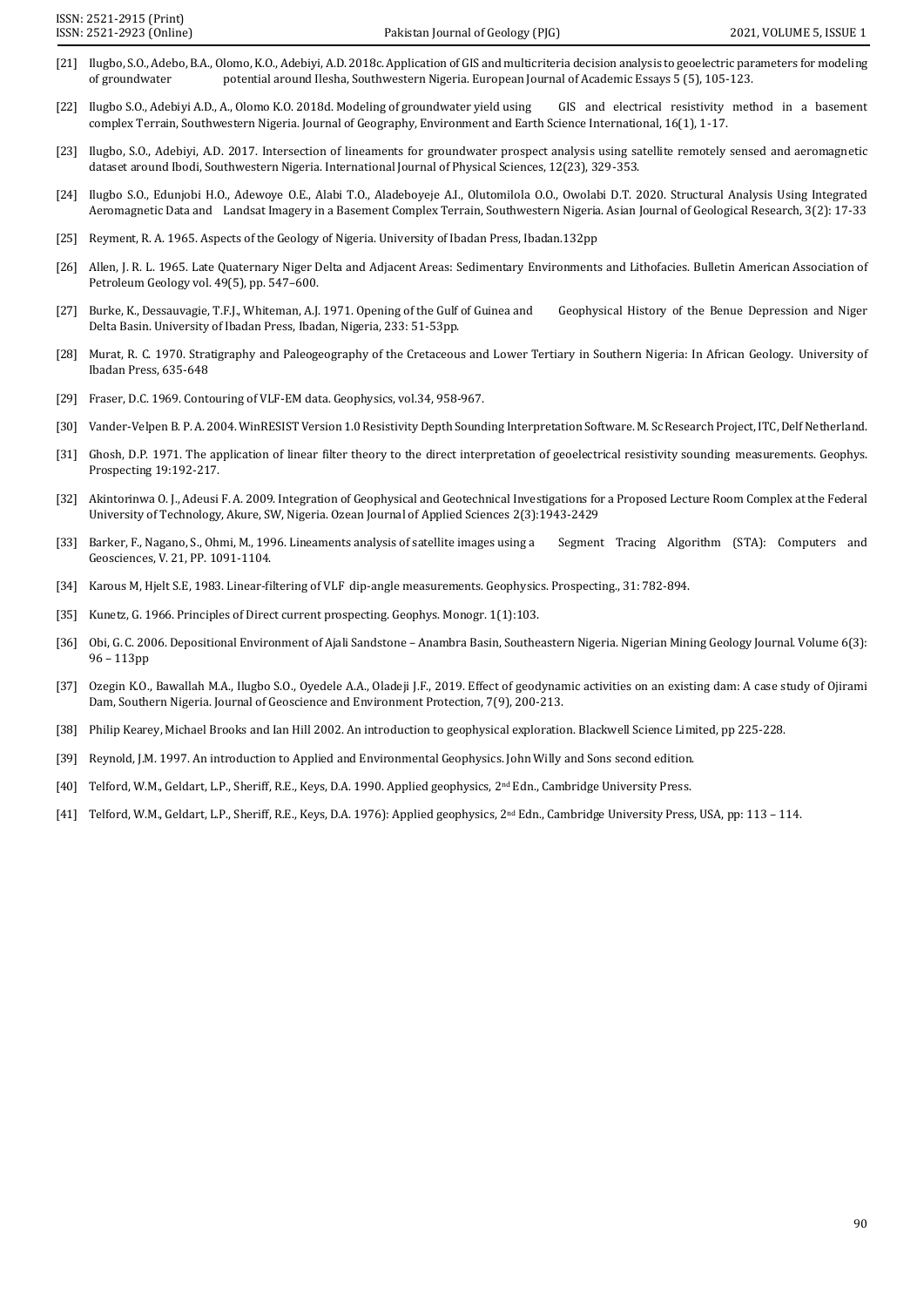[21] Ilugbo, S.O., Adebo, B.A., Olomo, K.O., Adebiyi, A.D. 2018c. Application of GIS and multicriteria decision analysis to geoelectric parameters for modeling of groundwater potential around Ilesha, Southwestern Nigeria. European Journal of Academic Essays 5 (5), 105-123.

[22] Ilugbo S.O., Adebiyi A.D., A., Olomo K.O. 2018d. Modeling of groundwater yield using GIS and electrical resistivity method in a basement complex Terrain, Southwestern Nigeria. Journal of Geography, Environment and Earth Science International, 16(1), 1-17.

[23] Ilugbo, S.O., Adebiyi, A.D. 2017. Intersection of lineaments for groundwater prospect analysis using satellite remotely sensed and aeromagnetic dataset around Ibodi, Southwestern Nigeria. International Journal of Physical Sciences, 12(23), 329-353.

[24] Ilugbo S.O., Edunjobi H.O., Adewoye O.E., Alabi T.O., Aladeboyeje A.I., Olutomilola O.O., Owolabi D.T. 2020. Structural Analysis Using Integrated Aeromagnetic Data and Landsat Imagery in a Basement Complex Terrain, Southwestern Nigeria. Asian Journal of Geological Research, 3(2): 17-33

[25] Reyment, R. A. 1965. Aspects of the Geology of Nigeria. University of Ibadan Press, Ibadan.132pp

[26] Allen, J. R. L. 1965. Late Quaternary Niger Delta and Adjacent Areas: Sedimentary Environments and Lithofacies. Bulletin American Association of Petroleum Geology vol. 49(5), pp. 547–600.

[27] Burke, K., Dessauvagie, T.F.J., Whiteman, A.J. 1971. Opening of the Gulf of Guinea and Geophysical History of the Benue Depression and Niger Delta Basin. University of Ibadan Press, Ibadan, Nigeria, 233: 51-53pp.

[28] Murat, R. C. 1970. Stratigraphy and Paleogeography of the Cretaceous and Lower Tertiary in Southern Nigeria: In African Geology. University of Ibadan Press, 635-648

[29] Fraser, D.C. 1969. Contouring of VLF-EM data. Geophysics, vol.34, 958-967.

[30] Vander-Velpen B. P. A. 2004. WinRESIST Version 1.0 Resistivity Depth Sounding Interpretation Software. M. Sc Research Project, ITC, Delf Netherland.

[31] Ghosh, D.P. 1971. The application of linear filter theory to the direct interpretation of geoelectrical resistivity sounding measurements. Geophys. Prospecting 19:192-217.

[32] Akintorinwa O. J., Adeusi F. A. 2009. Integration of Geophysical and Geotechnical Investigations for a Proposed Lecture Room Complex at the Federal University of Technology, Akure, SW, Nigeria. Ozean Journal of Applied Sciences 2(3):1943-2429

[33] Barker, F., Nagano, S., Ohmi, M., 1996. Lineaments analysis of satellite images using a Segment Tracing Algorithm (STA): Computers and Geosciences, V. 21, PP. 1091-1104.

[34] Karous M, Hjelt S.E, 1983. Linear-filtering of VLF dip-angle measurements. Geophysics. Prospecting., 31: 782-894.

[35] Kunetz, G. 1966. Principles of Direct current prospecting. Geophys. Monogr. 1(1):103.

[36] Obi, G. C. 2006. Depositional Environment of Ajali Sandstone – Anambra Basin, Southeastern Nigeria. Nigerian Mining Geology Journal. Volume 6(3): 96 – 113pp

[37] Ozegin K.O., Bawallah M.A., Ilugbo S.O., Oyedele A.A., Oladeji J.F., 2019. Effect of geodynamic activities on an existing dam: A case study of Ojirami Dam, Southern Nigeria. Journal of Geoscience and Environment Protection, 7(9), 200-213.

[38] Philip Kearey, Michael Brooks and Ian Hill 2002. An introduction to geophysical exploration. Blackwell Science Limited, pp 225-228.

[39] Reynold, J.M. 1997. An introduction to Applied and Environmental Geophysics. John Willy and Sons second edition.

[40] Telford, W.M., Geldart, L.P., Sheriff, R.E., Keys, D.A. 1990. Applied geophysics, 2nd Edn., Cambridge University Press.

[41] Telford, W.M., Geldart, L.P., Sheriff, R.E., Keys, D.A. 1976): Applied geophysics, 2nd Edn., Cambridge University Press, USA, pp: 113 – 114.